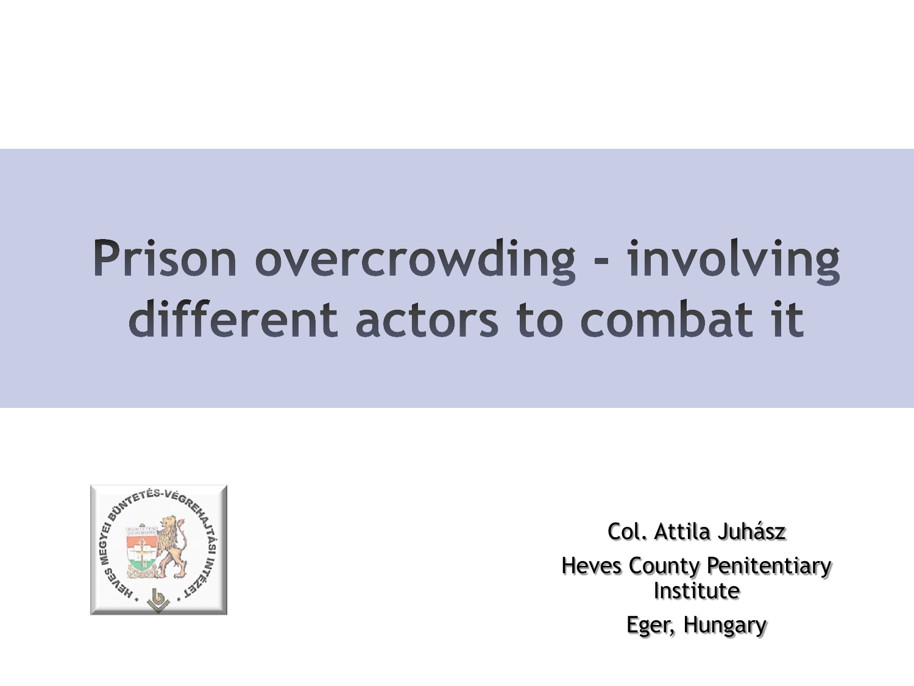# Prison overcrowding - involving different actors to combat it

Col. Attila Juhász

Heves County Penitentiary Institute

Eger, Hungary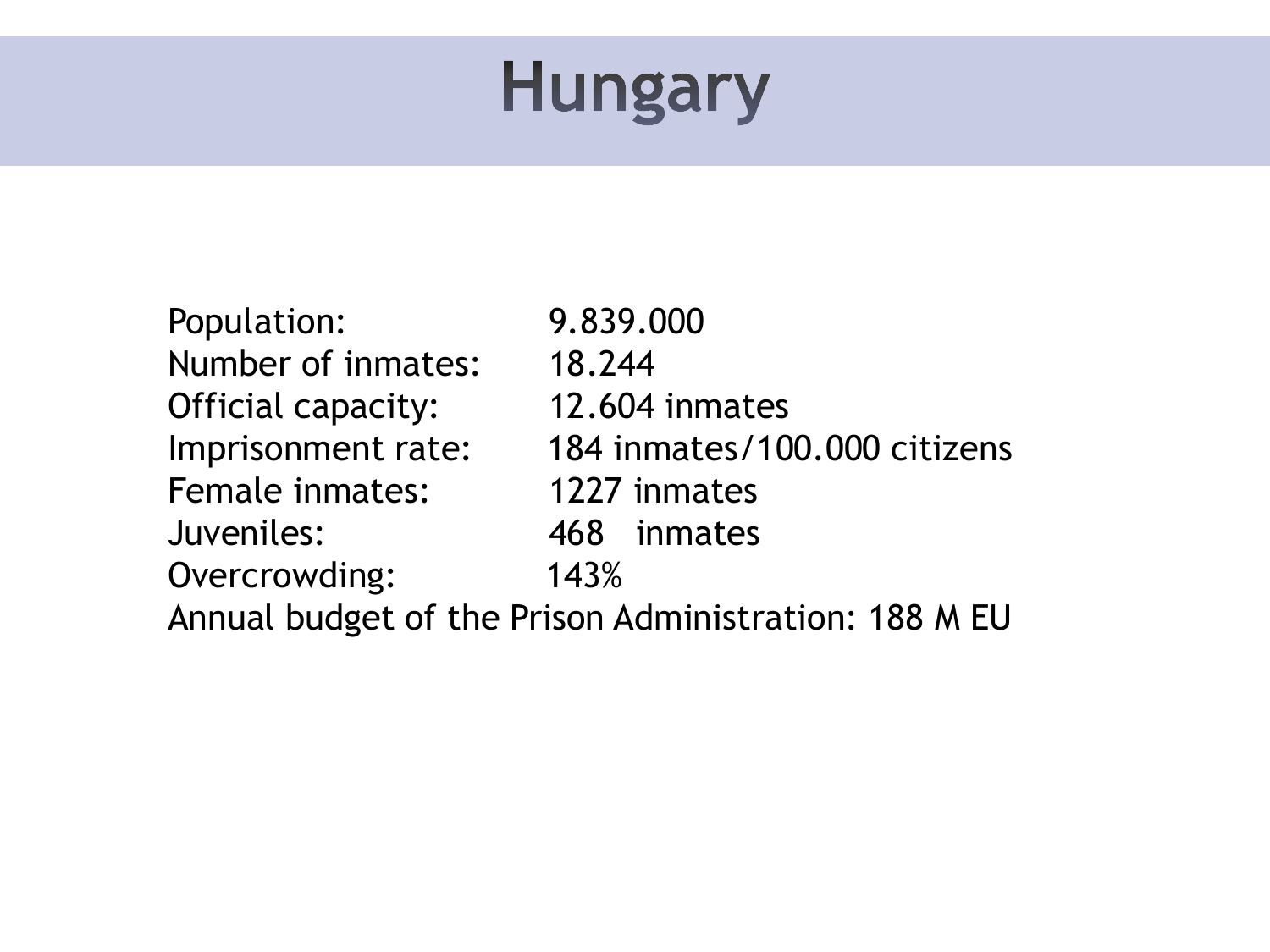# Hungary

| | |
|---|---|
| Population: | 9.839.000 |
| Number of inmates: | 18.244 |
| Official capacity: | 12.604 inmates |
| Imprisonment rate: | 184 inmates/100.000 citizens |
| Female inmates: | 1227 inmates |
| Juveniles: | 468 inmates |
| Overcrowding: | 143% |

Annual budget of the Prison Administration: 188 M EU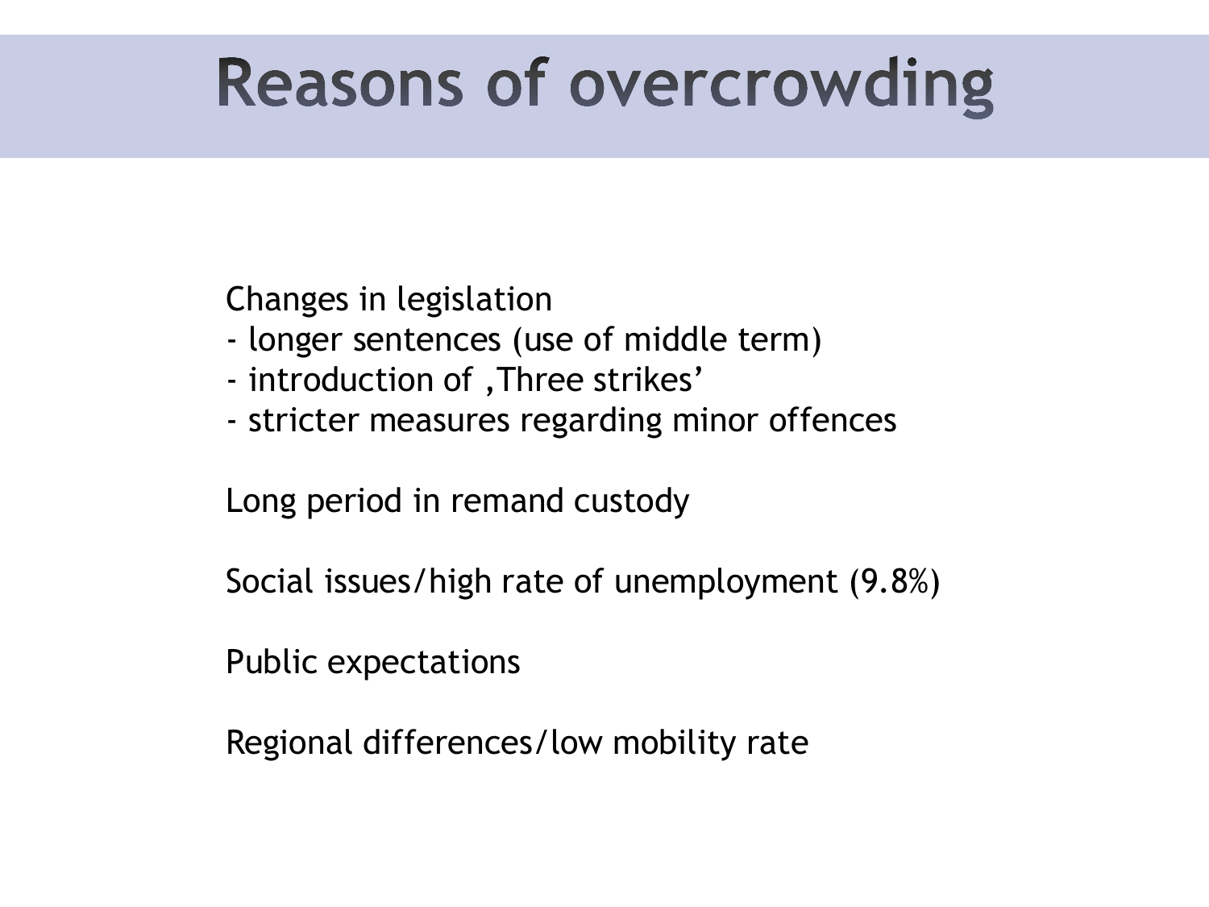# Reasons of overcrowding

Changes in legislation
- longer sentences (use of middle term)
- introduction of ‚Three strikes'
- stricter measures regarding minor offences

Long period in remand custody

Social issues/high rate of unemployment (9.8%)

Public expectations

Regional differences/low mobility rate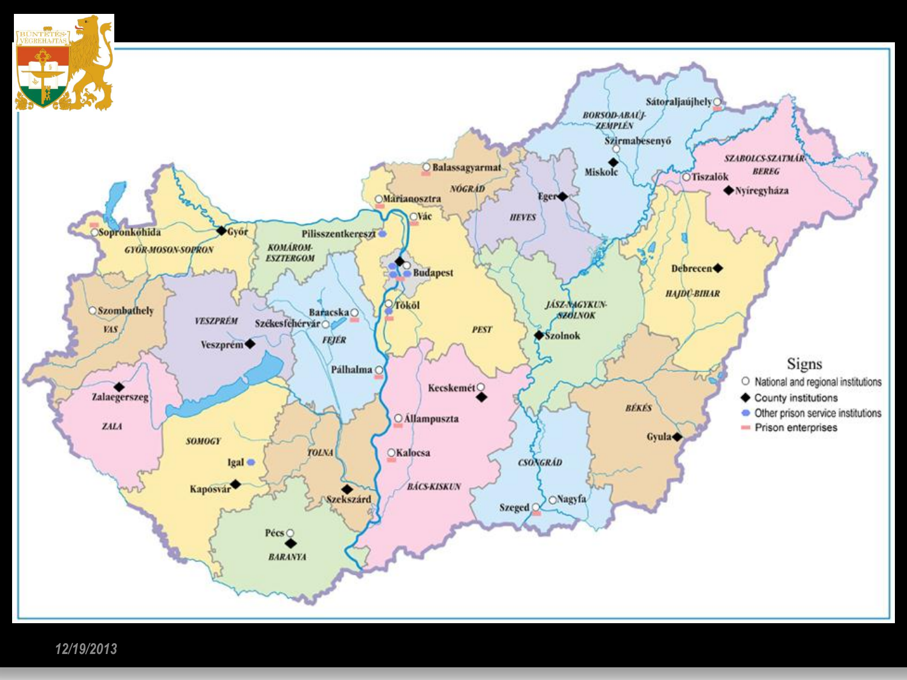## Signs

- ○ National and regional institutions
- ◆ County institutions
- ● Other prison service institutions
- ▬ Prison enterprises

Sopronkőhida, Győr, GYŐR-MOSON-SOPRON, Pilisszentkereszt, KOMÁROM-ESZTERGOM, Márianosztra, Balassagyarmat, NÓGRÁD, Vác, Budapest, Tököl, PEST, Baracska, Székesfehérvár, FEJÉR, Pálhalma, Szombathely, VAS, VESZPRÉM, Veszprém, Zalaegerszeg, ZALA, SOMOGY, Igal, Kaposvár, TOLNA, Szekszárd, Pécs, BARANYA, Kecskemét, Állampuszta, Kalocsa, BÁCS-KISKUN, CSONGRÁD, Szeged, Nagyfa, BÉKÉS, Gyula, JÁSZ-NAGYKUN-SZOLNOK, Szolnok, HEVES, Eger, BORSOD-ABAÚJ-ZEMPLÉN, Sátoraljaújhely, Szirmabesenyő, Miskolc, Tiszalök, SZABOLCS-SZATMÁR-BEREG, Nyíregyháza, Debrecen, HAJDÚ-BIHAR

12/19/2013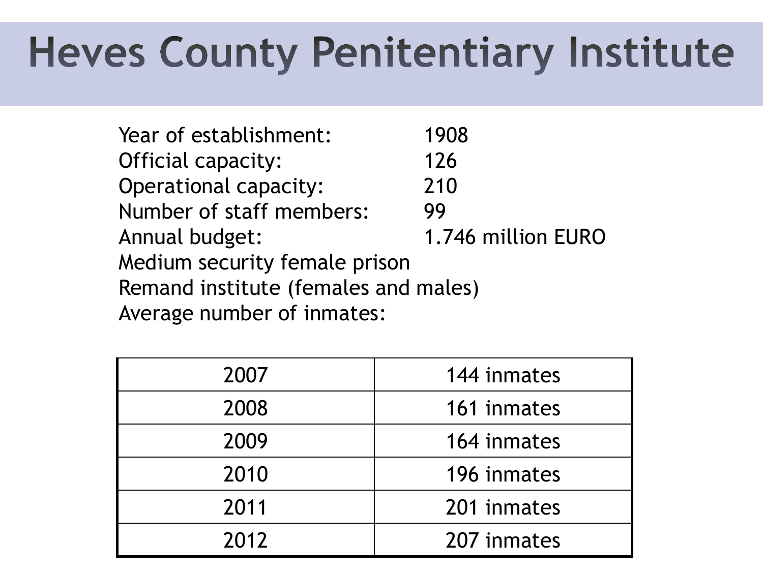# Heves County Penitentiary Institute

Year of establishment: 1908
Official capacity: 126
Operational capacity: 210
Number of staff members: 99
Annual budget: 1.746 million EURO
Medium security female prison
Remand institute (females and males)
Average number of inmates:

| | |
|---|---|
| 2007 | 144 inmates |
| 2008 | 161 inmates |
| 2009 | 164 inmates |
| 2010 | 196 inmates |
| 2011 | 201 inmates |
| 2012 | 207 inmates |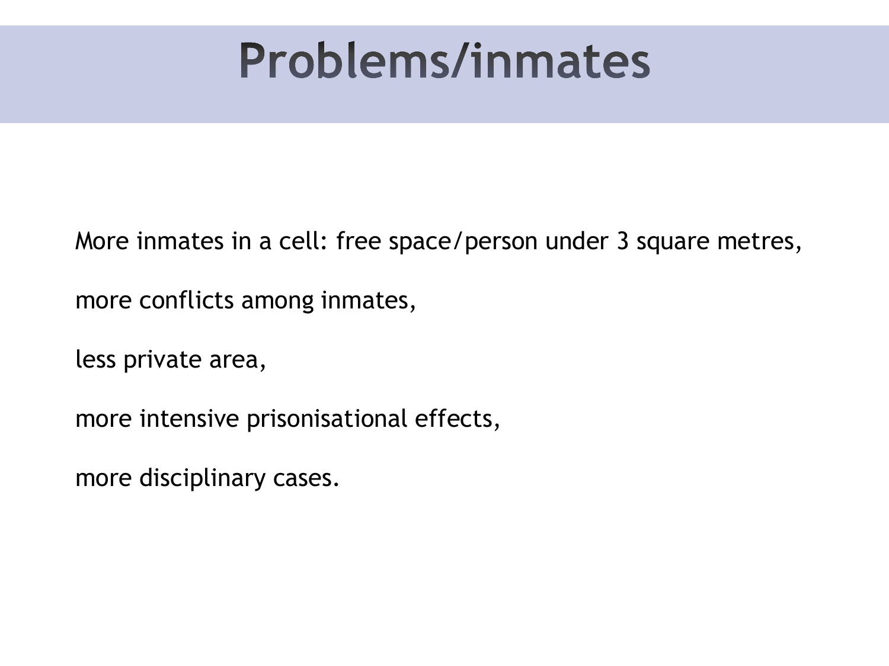# Problems/inmates

More inmates in a cell: free space/person under 3 square metres,

more conflicts among inmates,

less private area,

more intensive prisonisational effects,

more disciplinary cases.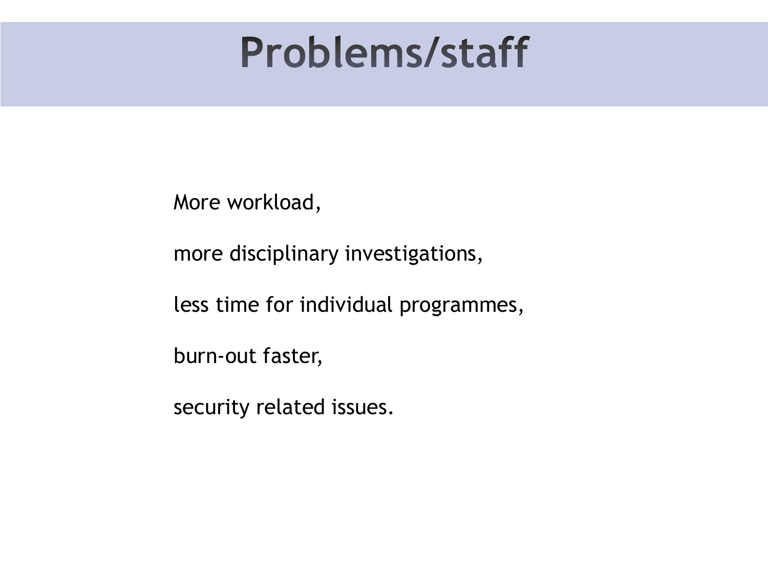# Problems/staff

More workload,

more disciplinary investigations,

less time for individual programmes,

burn-out faster,

security related issues.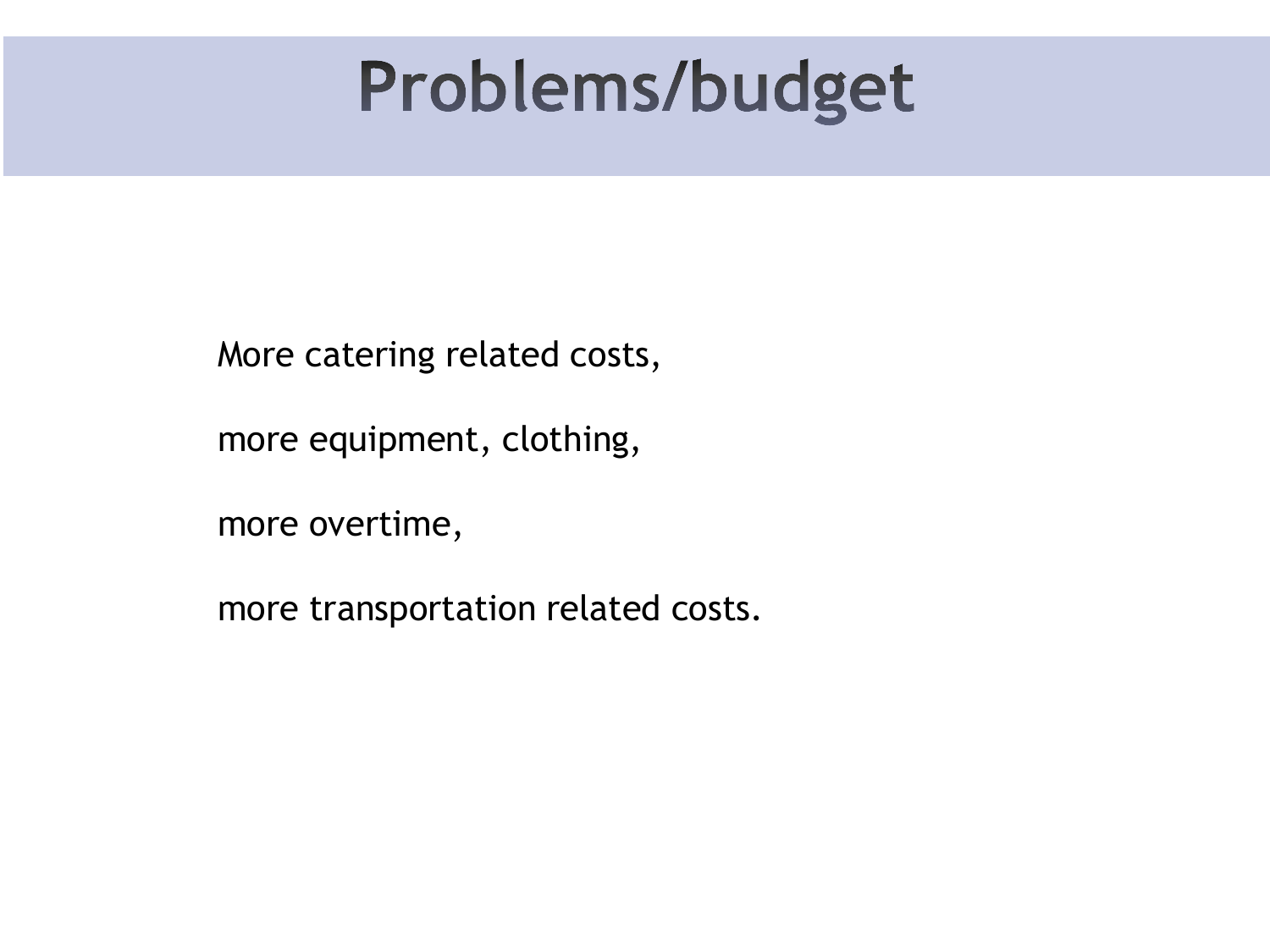# Problems/budget

More catering related costs,

more equipment, clothing,

more overtime,

more transportation related costs.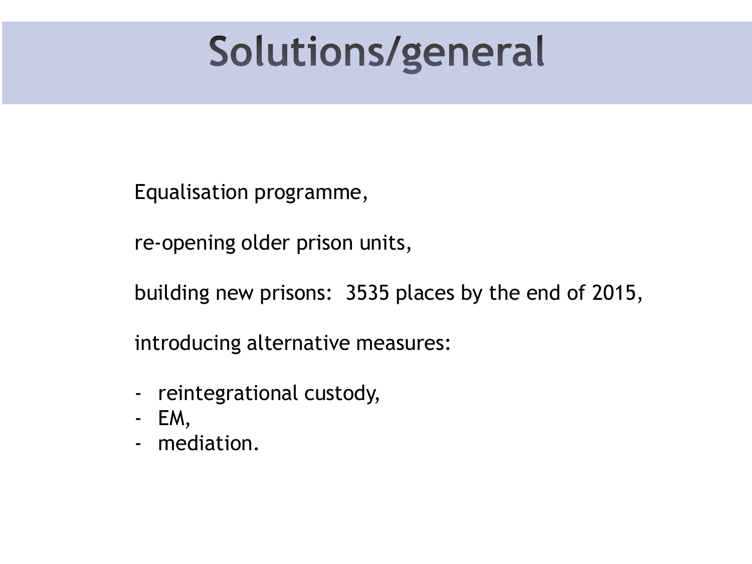# Solutions/general

Equalisation programme,

re-opening older prison units,

building new prisons: 3535 places by the end of 2015,

introducing alternative measures:

- reintegrational custody,
- EM,
- mediation.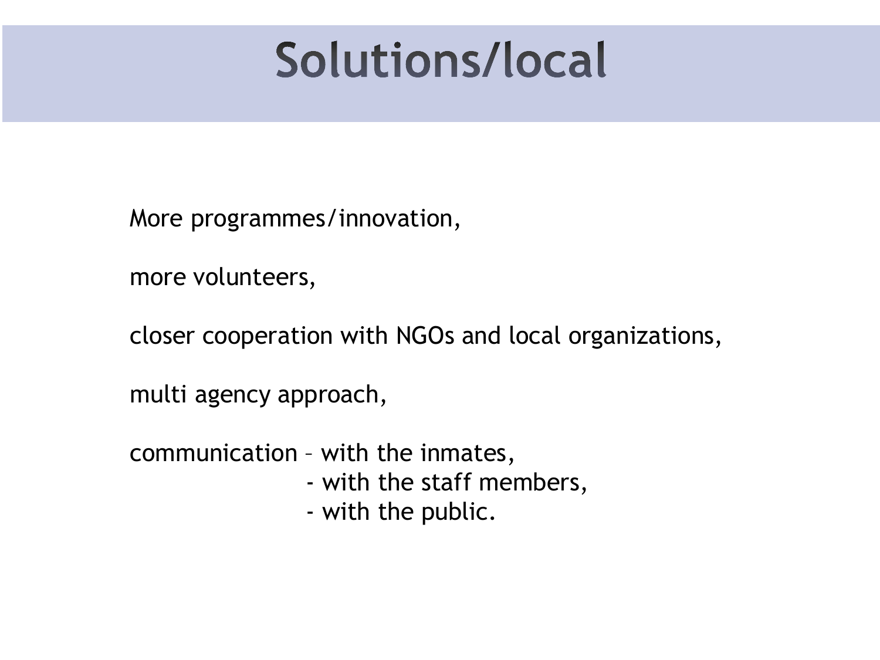# Solutions/local

More programmes/innovation,

more volunteers,

closer cooperation with NGOs and local organizations,

multi agency approach,

communication – with the inmates,
- with the staff members,
- with the public.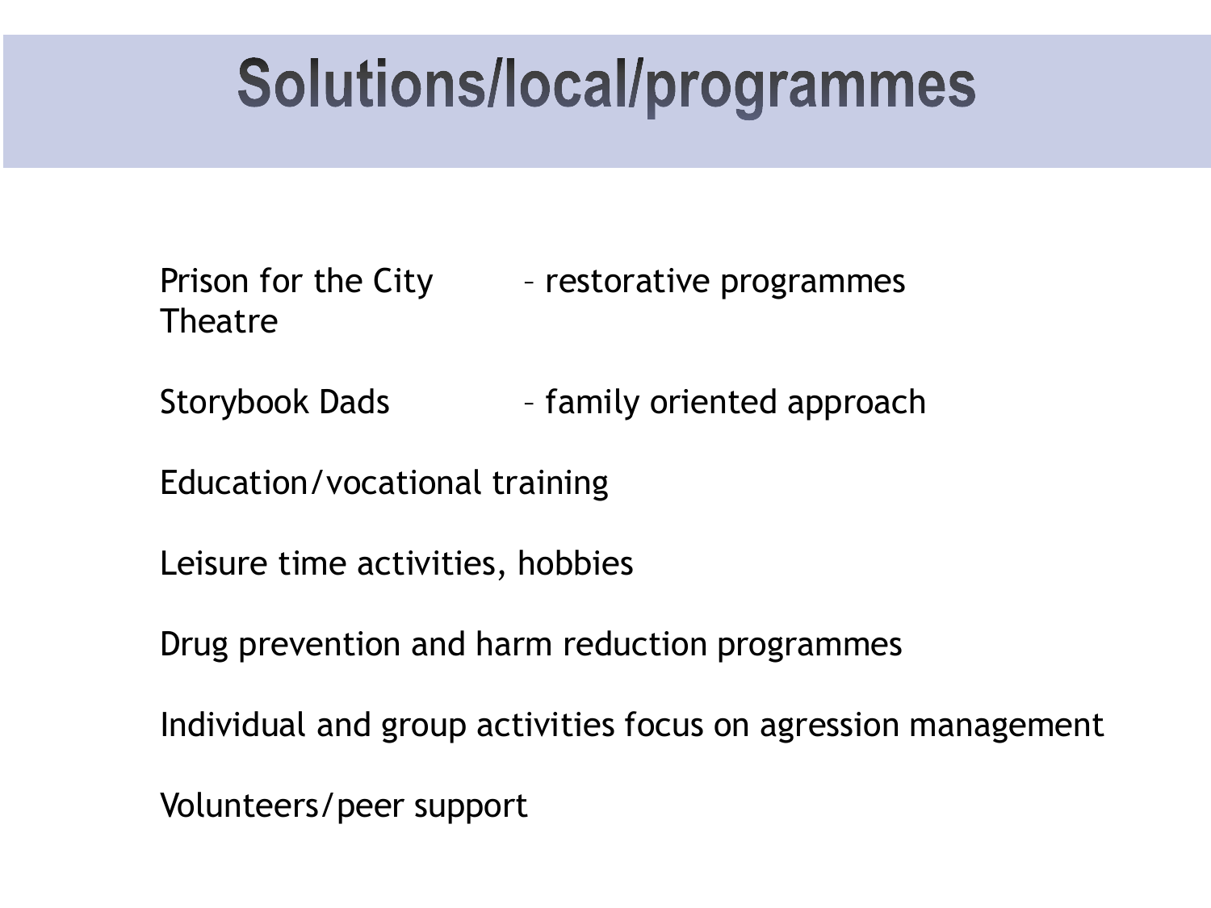# Solutions/local/programmes

Prison for the City Theatre – restorative programmes

Storybook Dads – family oriented approach

Education/vocational training

Leisure time activities, hobbies

Drug prevention and harm reduction programmes

Individual and group activities focus on agression management

Volunteers/peer support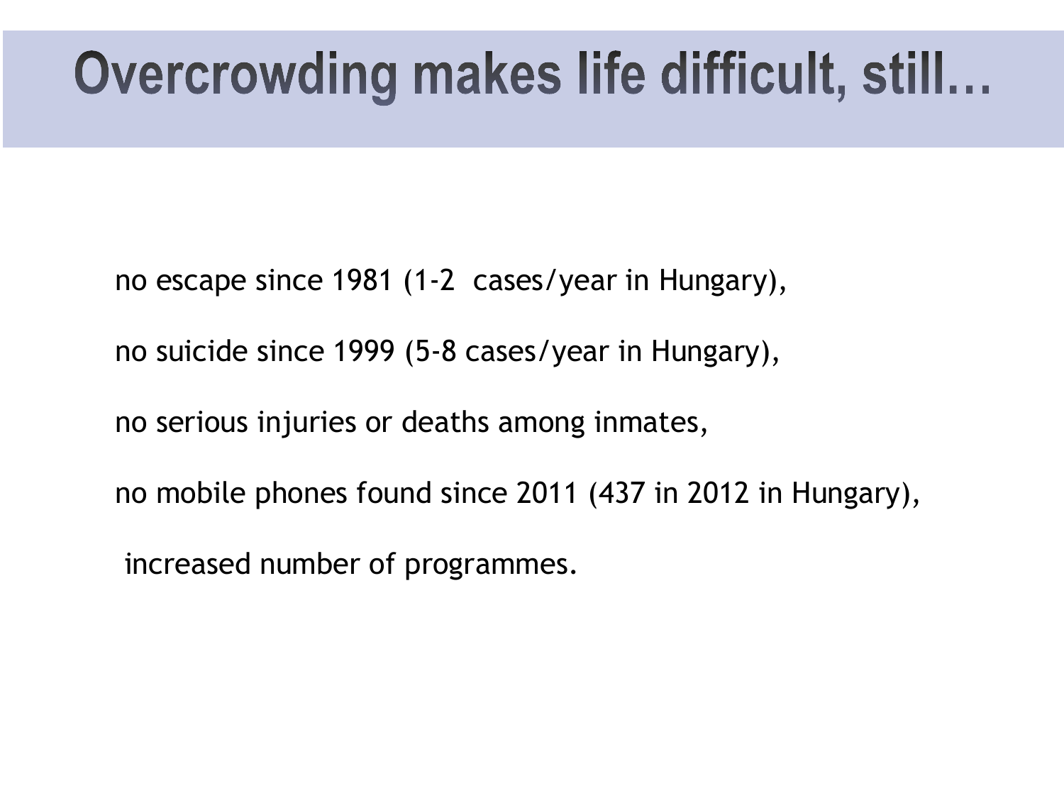# Overcrowding makes life difficult, still…

no escape since 1981 (1-2 cases/year in Hungary),

no suicide since 1999 (5-8 cases/year in Hungary),

no serious injuries or deaths among inmates,

no mobile phones found since 2011 (437 in 2012 in Hungary),

increased number of programmes.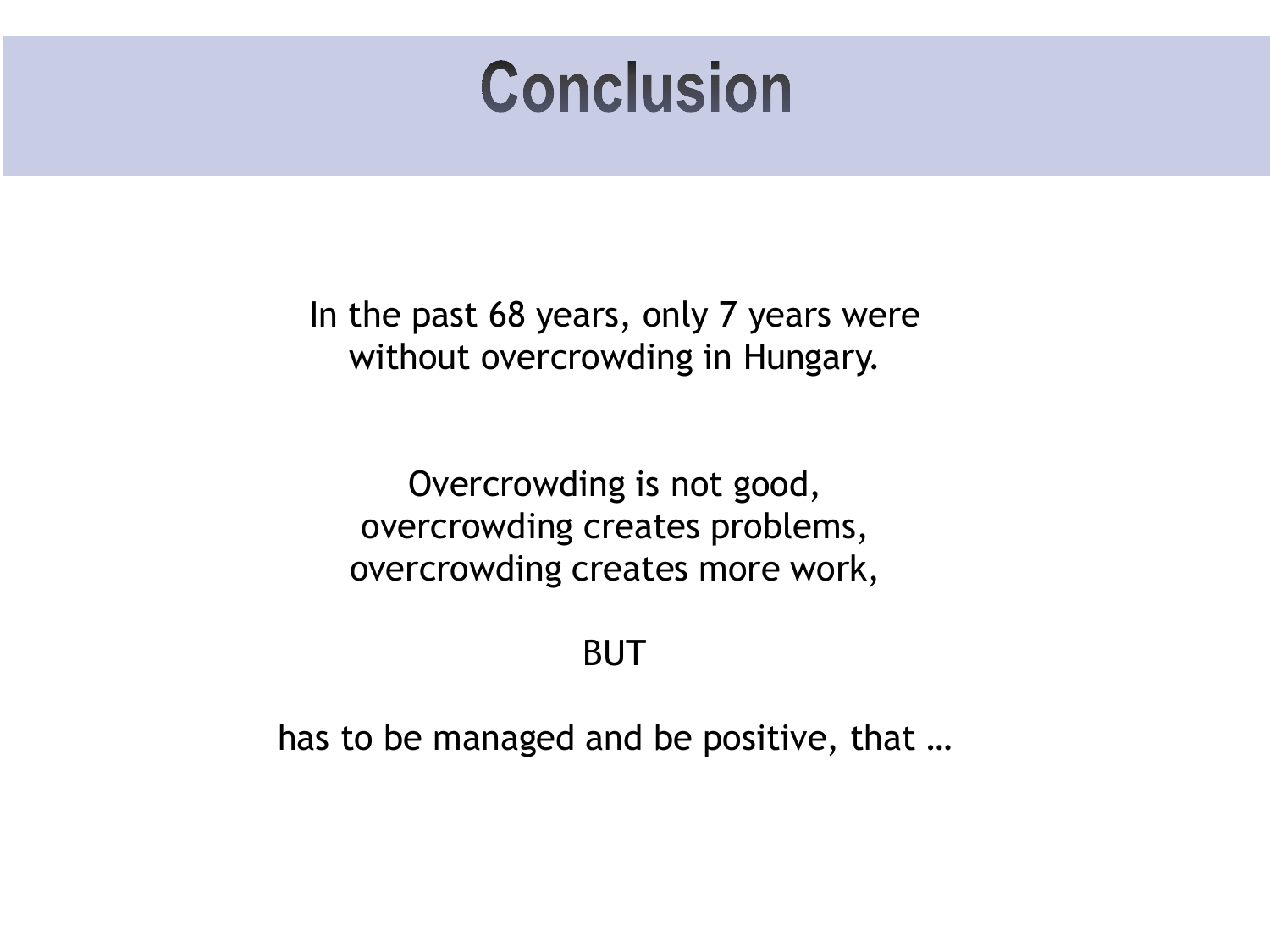# Conclusion

In the past 68 years, only 7 years were without overcrowding in Hungary.

Overcrowding is not good,
overcrowding creates problems,
overcrowding creates more work,

BUT

has to be managed and be positive, that …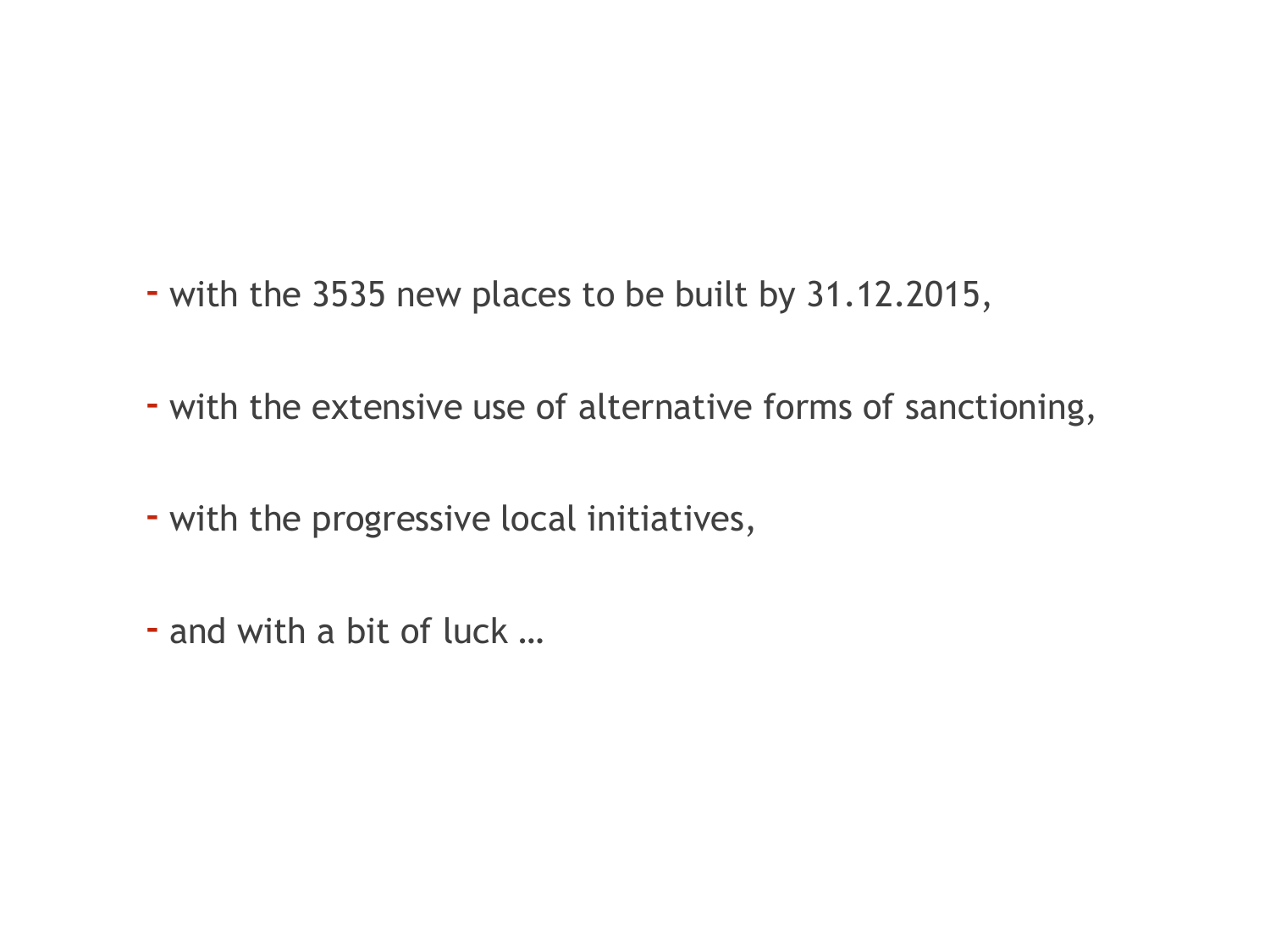- with the 3535 new places to be built by 31.12.2015,

- with the extensive use of alternative forms of sanctioning,

- with the progressive local initiatives,

- and with a bit of luck …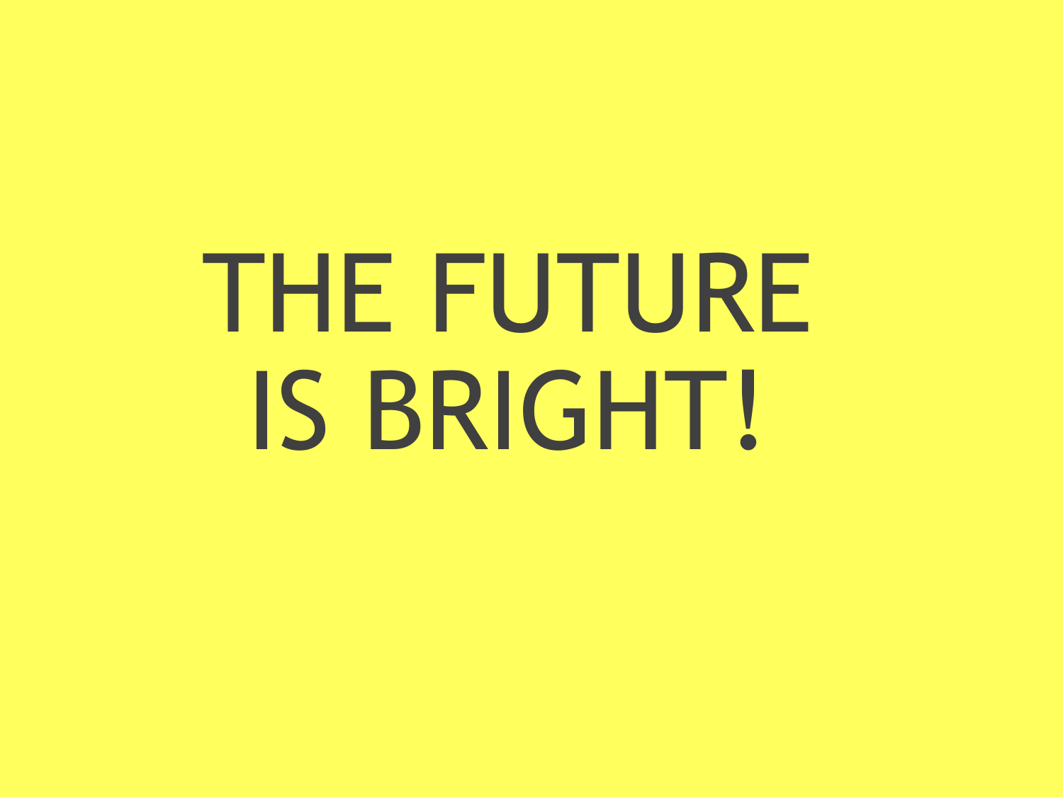# THE FUTURE IS BRIGHT!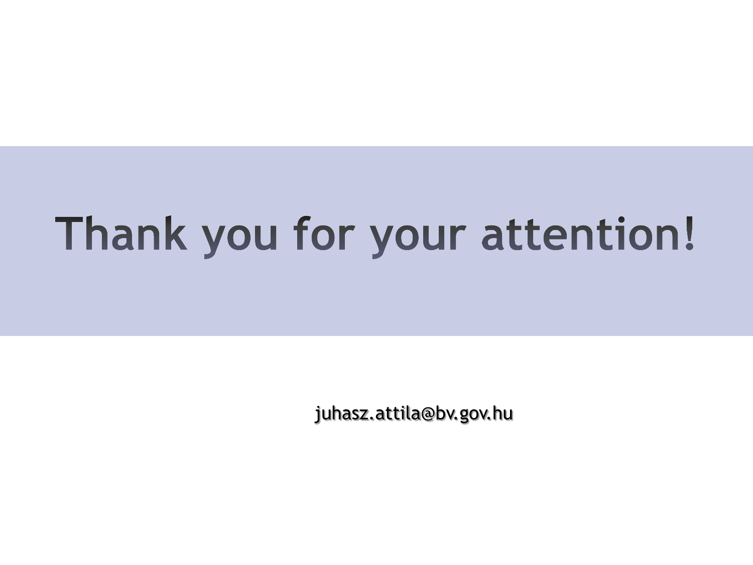# Thank you for your attention!

juhasz.attila@bv.gov.hu